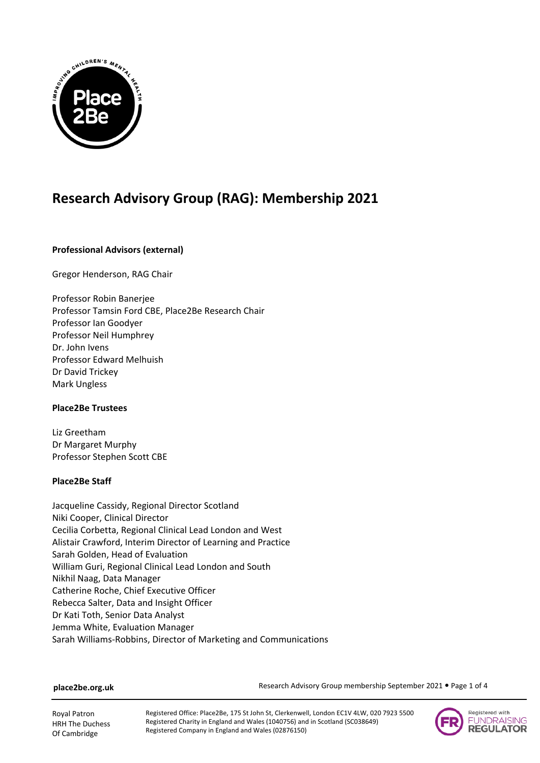# Research Advisory Group (RAG): Membership 2021

**Professional Advisors (external)**

Gregor Henderson, RAG Chair

Professor Robin Banerjee
Professor Tamsin Ford CBE, Place2Be Research Chair
Professor Ian Goodyer
Professor Neil Humphrey
Dr. John Ivens
Professor Edward Melhuish
Dr David Trickey
Mark Ungless

**Place2Be Trustees**

Liz Greetham
Dr Margaret Murphy
Professor Stephen Scott CBE

**Place2Be Staff**

Jacqueline Cassidy, Regional Director Scotland
Niki Cooper, Clinical Director
Cecilia Corbetta, Regional Clinical Lead London and West
Alistair Crawford, Interim Director of Learning and Practice
Sarah Golden, Head of Evaluation
William Guri, Regional Clinical Lead London and South
Nikhil Naag, Data Manager
Catherine Roche, Chief Executive Officer
Rebecca Salter, Data and Insight Officer
Dr Kati Toth, Senior Data Analyst
Jemma White, Evaluation Manager
Sarah Williams-Robbins, Director of Marketing and Communications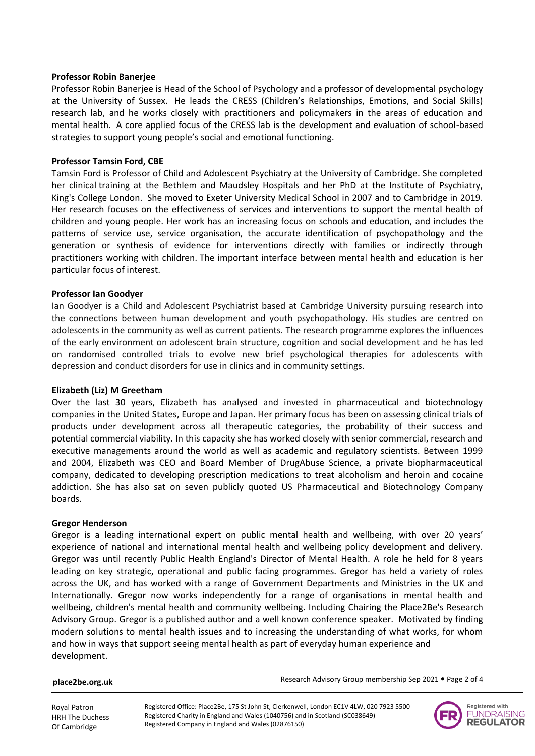**Professor Robin Banerjee**

Professor Robin Banerjee is Head of the School of Psychology and a professor of developmental psychology at the University of Sussex. He leads the CRESS (Children's Relationships, Emotions, and Social Skills) research lab, and he works closely with practitioners and policymakers in the areas of education and mental health. A core applied focus of the CRESS lab is the development and evaluation of school-based strategies to support young people's social and emotional functioning.

**Professor Tamsin Ford, CBE**

Tamsin Ford is Professor of Child and Adolescent Psychiatry at the University of Cambridge. She completed her clinical training at the Bethlem and Maudsley Hospitals and her PhD at the Institute of Psychiatry, King's College London. She moved to Exeter University Medical School in 2007 and to Cambridge in 2019. Her research focuses on the effectiveness of services and interventions to support the mental health of children and young people. Her work has an increasing focus on schools and education, and includes the patterns of service use, service organisation, the accurate identification of psychopathology and the generation or synthesis of evidence for interventions directly with families or indirectly through practitioners working with children. The important interface between mental health and education is her particular focus of interest.

**Professor Ian Goodyer**

Ian Goodyer is a Child and Adolescent Psychiatrist based at Cambridge University pursuing research into the connections between human development and youth psychopathology. His studies are centred on adolescents in the community as well as current patients. The research programme explores the influences of the early environment on adolescent brain structure, cognition and social development and he has led on randomised controlled trials to evolve new brief psychological therapies for adolescents with depression and conduct disorders for use in clinics and in community settings.

**Elizabeth (Liz) M Greetham**

Over the last 30 years, Elizabeth has analysed and invested in pharmaceutical and biotechnology companies in the United States, Europe and Japan. Her primary focus has been on assessing clinical trials of products under development across all therapeutic categories, the probability of their success and potential commercial viability. In this capacity she has worked closely with senior commercial, research and executive managements around the world as well as academic and regulatory scientists. Between 1999 and 2004, Elizabeth was CEO and Board Member of DrugAbuse Science, a private biopharmaceutical company, dedicated to developing prescription medications to treat alcoholism and heroin and cocaine addiction. She has also sat on seven publicly quoted US Pharmaceutical and Biotechnology Company boards.

**Gregor Henderson**

Gregor is a leading international expert on public mental health and wellbeing, with over 20 years' experience of national and international mental health and wellbeing policy development and delivery. Gregor was until recently Public Health England's Director of Mental Health. A role he held for 8 years leading on key strategic, operational and public facing programmes. Gregor has held a variety of roles across the UK, and has worked with a range of Government Departments and Ministries in the UK and Internationally. Gregor now works independently for a range of organisations in mental health and wellbeing, children's mental health and community wellbeing. Including Chairing the Place2Be's Research Advisory Group. Gregor is a published author and a well known conference speaker. Motivated by finding modern solutions to mental health issues and to increasing the understanding of what works, for whom and how in ways that support seeing mental health as part of everyday human experience and development.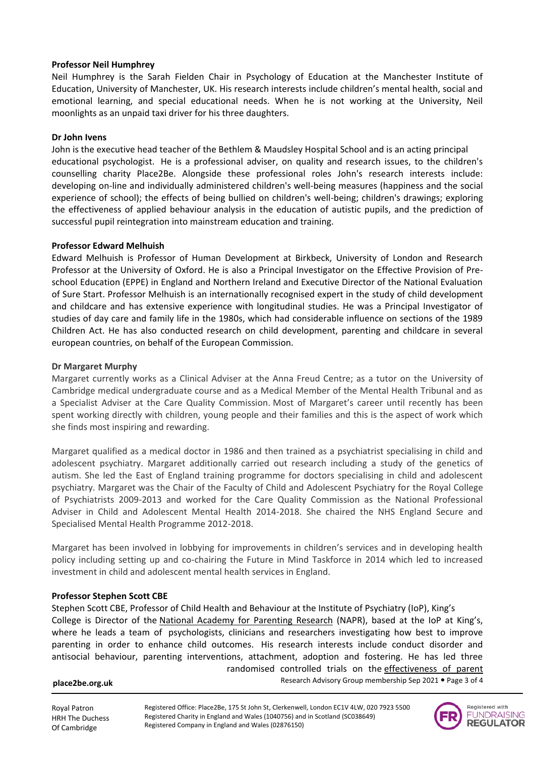**Professor Neil Humphrey**

Neil Humphrey is the Sarah Fielden Chair in Psychology of Education at the Manchester Institute of Education, University of Manchester, UK. His research interests include children's mental health, social and emotional learning, and special educational needs. When he is not working at the University, Neil moonlights as an unpaid taxi driver for his three daughters.

**Dr John Ivens**

John is the executive head teacher of the Bethlem & Maudsley Hospital School and is an acting principal educational psychologist. He is a professional adviser, on quality and research issues, to the children's counselling charity Place2Be. Alongside these professional roles John's research interests include: developing on-line and individually administered children's well-being measures (happiness and the social experience of school); the effects of being bullied on children's well-being; children's drawings; exploring the effectiveness of applied behaviour analysis in the education of autistic pupils, and the prediction of successful pupil reintegration into mainstream education and training.

**Professor Edward Melhuish**

Edward Melhuish is Professor of Human Development at Birkbeck, University of London and Research Professor at the University of Oxford. He is also a Principal Investigator on the Effective Provision of Pre-school Education (EPPE) in England and Northern Ireland and Executive Director of the National Evaluation of Sure Start. Professor Melhuish is an internationally recognised expert in the study of child development and childcare and has extensive experience with longitudinal studies. He was a Principal Investigator of studies of day care and family life in the 1980s, which had considerable influence on sections of the 1989 Children Act. He has also conducted research on child development, parenting and childcare in several european countries, on behalf of the European Commission.

**Dr Margaret Murphy**

Margaret currently works as a Clinical Adviser at the Anna Freud Centre; as a tutor on the University of Cambridge medical undergraduate course and as a Medical Member of the Mental Health Tribunal and as a Specialist Adviser at the Care Quality Commission. Most of Margaret's career until recently has been spent working directly with children, young people and their families and this is the aspect of work which she finds most inspiring and rewarding.

Margaret qualified as a medical doctor in 1986 and then trained as a psychiatrist specialising in child and adolescent psychiatry. Margaret additionally carried out research including a study of the genetics of autism. She led the East of England training programme for doctors specialising in child and adolescent psychiatry. Margaret was the Chair of the Faculty of Child and Adolescent Psychiatry for the Royal College of Psychiatrists 2009-2013 and worked for the Care Quality Commission as the National Professional Adviser in Child and Adolescent Mental Health 2014-2018. She chaired the NHS England Secure and Specialised Mental Health Programme 2012-2018.

Margaret has been involved in lobbying for improvements in children's services and in developing health policy including setting up and co-chairing the Future in Mind Taskforce in 2014 which led to increased investment in child and adolescent mental health services in England.

**Professor Stephen Scott CBE**

Stephen Scott CBE, Professor of Child Health and Behaviour at the Institute of Psychiatry (IoP), King's College is Director of the National Academy for Parenting Research (NAPR), based at the IoP at King's, where he leads a team of psychologists, clinicians and researchers investigating how best to improve parenting in order to enhance child outcomes. His research interests include conduct disorder and antisocial behaviour, parenting interventions, attachment, adoption and fostering. He has led three randomised controlled trials on the effectiveness of parent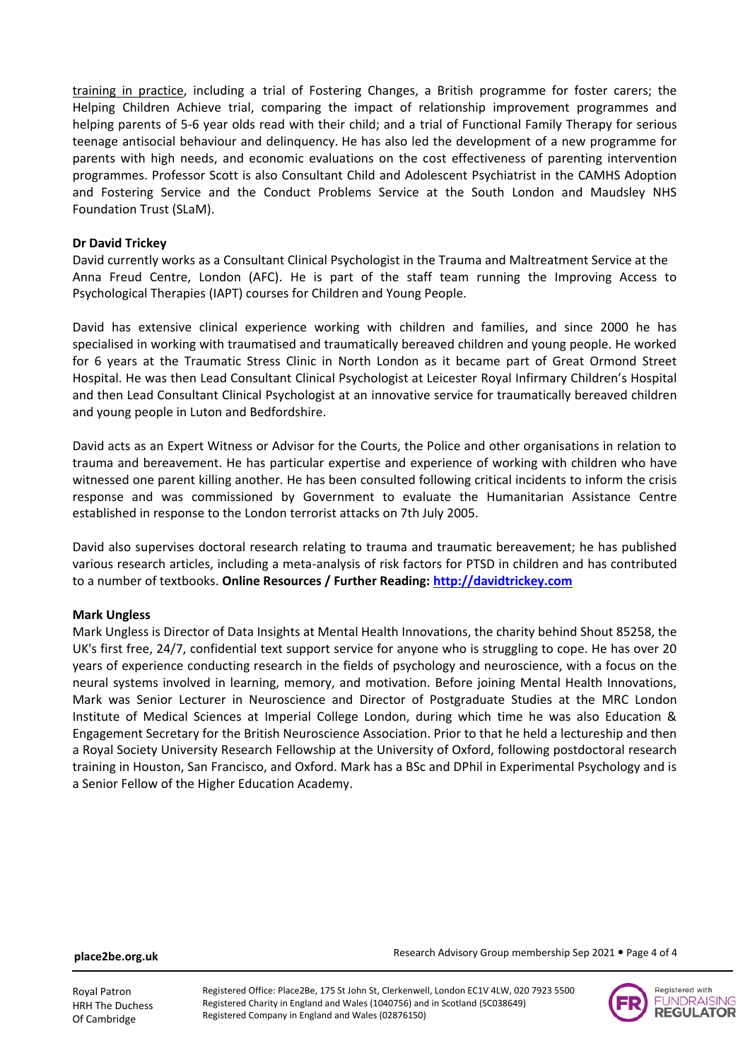training in practice, including a trial of Fostering Changes, a British programme for foster carers; the Helping Children Achieve trial, comparing the impact of relationship improvement programmes and helping parents of 5-6 year olds read with their child; and a trial of Functional Family Therapy for serious teenage antisocial behaviour and delinquency. He has also led the development of a new programme for parents with high needs, and economic evaluations on the cost effectiveness of parenting intervention programmes. Professor Scott is also Consultant Child and Adolescent Psychiatrist in the CAMHS Adoption and Fostering Service and the Conduct Problems Service at the South London and Maudsley NHS Foundation Trust (SLaM).

**Dr David Trickey**

David currently works as a Consultant Clinical Psychologist in the Trauma and Maltreatment Service at the Anna Freud Centre, London (AFC). He is part of the staff team running the Improving Access to Psychological Therapies (IAPT) courses for Children and Young People.

David has extensive clinical experience working with children and families, and since 2000 he has specialised in working with traumatised and traumatically bereaved children and young people. He worked for 6 years at the Traumatic Stress Clinic in North London as it became part of Great Ormond Street Hospital. He was then Lead Consultant Clinical Psychologist at Leicester Royal Infirmary Children's Hospital and then Lead Consultant Clinical Psychologist at an innovative service for traumatically bereaved children and young people in Luton and Bedfordshire.

David acts as an Expert Witness or Advisor for the Courts, the Police and other organisations in relation to trauma and bereavement. He has particular expertise and experience of working with children who have witnessed one parent killing another. He has been consulted following critical incidents to inform the crisis response and was commissioned by Government to evaluate the Humanitarian Assistance Centre established in response to the London terrorist attacks on 7th July 2005.

David also supervises doctoral research relating to trauma and traumatic bereavement; he has published various research articles, including a meta-analysis of risk factors for PTSD in children and has contributed to a number of textbooks. **Online Resources / Further Reading: http://davidtrickey.com**

**Mark Ungless**

Mark Ungless is Director of Data Insights at Mental Health Innovations, the charity behind Shout 85258, the UK's first free, 24/7, confidential text support service for anyone who is struggling to cope. He has over 20 years of experience conducting research in the fields of psychology and neuroscience, with a focus on the neural systems involved in learning, memory, and motivation. Before joining Mental Health Innovations, Mark was Senior Lecturer in Neuroscience and Director of Postgraduate Studies at the MRC London Institute of Medical Sciences at Imperial College London, during which time he was also Education & Engagement Secretary for the British Neuroscience Association. Prior to that he held a lectureship and then a Royal Society University Research Fellowship at the University of Oxford, following postdoctoral research training in Houston, San Francisco, and Oxford. Mark has a BSc and DPhil in Experimental Psychology and is a Senior Fellow of the Higher Education Academy.